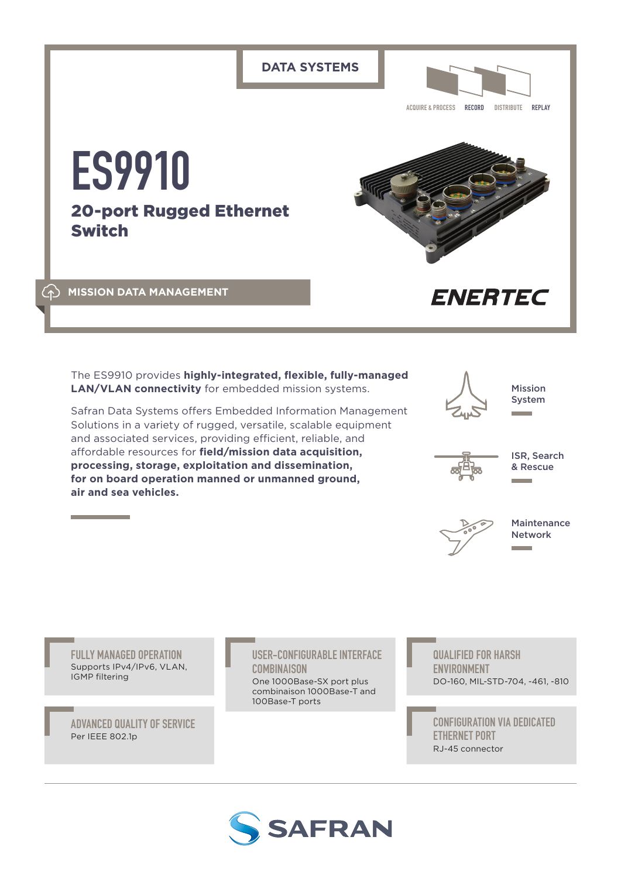DATA SYSTEMS

ACQUIRE & PROCESS | RECORD | DISTRIBUTE | REPLAY

# ES9910

## 20-port Rugged Ethernet Switch

MISSION DATA MANAGEMENT

ENERTEC

The ES9910 provides **highly-integrated, flexible, fully-managed LAN/VLAN connectivity** for embedded mission systems.

Safran Data Systems offers Embedded Information Management Solutions in a variety of rugged, versatile, scalable equipment and associated services, providing efficient, reliable, and affordable resources for **field/mission data acquisition, processing, storage, exploitation and dissemination, for on board operation manned or unmanned ground, air and sea vehicles.**

- Mission System
- ISR, Search & Rescue
- Maintenance Network

### FULLY MANAGED OPERATION
Supports IPv4/IPv6, VLAN, IGMP filtering

### ADVANCED QUALITY OF SERVICE
Per IEEE 802.1p

### USER-CONFIGURABLE INTERFACE COMBINAISON
One 1000Base-SX port plus combinaison 1000Base-T and 100Base-T ports

### QUALIFIED FOR HARSH ENVIRONMENT
DO-160, MIL-STD-704, -461, -810

### CONFIGURATION VIA DEDICATED ETHERNET PORT
RJ-45 connector

SAFRAN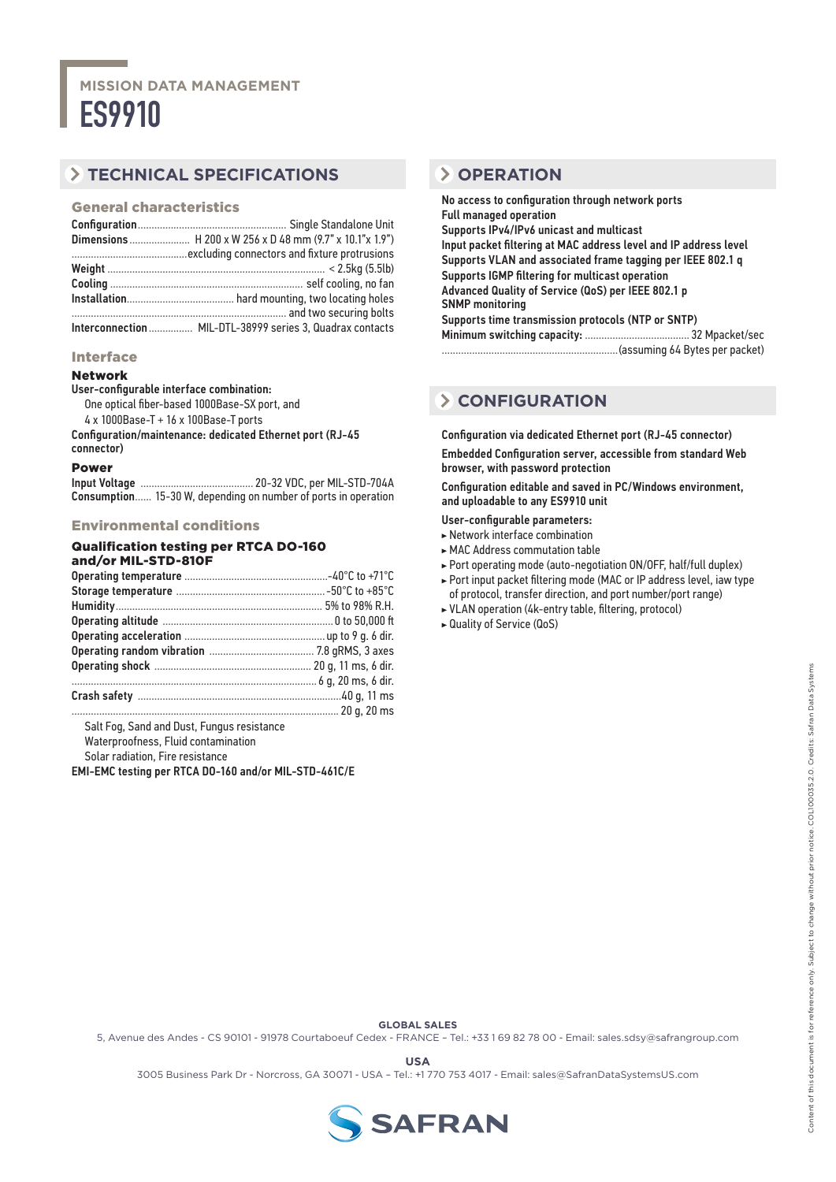MISSION DATA MANAGEMENT

# ES9910

## TECHNICAL SPECIFICATIONS

### General characteristics

**Configuration** ........ Single Standalone Unit
**Dimensions** ........ H 200 x W 256 x D 48 mm (9.7" x 10.1"x 1.9")
........ excluding connectors and fixture protrusions
**Weight** ........ < 2.5kg (5.5lb)
**Cooling** ........ self cooling, no fan
**Installation** ........ hard mounting, two locating holes
........ and two securing bolts
**Interconnection** ........ MIL-DTL-38999 series 3, Quadrax contacts

### Interface

#### Network

**User-configurable interface combination:**
One optical fiber-based 1000Base-SX port, and
4 x 1000Base-T + 16 x 100Base-T ports
**Configuration/maintenance: dedicated Ethernet port (RJ-45 connector)**

#### Power

**Input Voltage** ........ 20-32 VDC, per MIL-STD-704A
**Consumption** ...... 15-30 W, depending on number of ports in operation

### Environmental conditions

#### Qualification testing per RTCA DO-160 and/or MIL-STD-810F

**Operating temperature** ........ -40°C to +71°C
**Storage temperature** ........ -50°C to +85°C
**Humidity** ........ 5% to 98% R.H.
**Operating altitude** ........ 0 to 50,000 ft
**Operating acceleration** ........ up to 9 g. 6 dir.
**Operating random vibration** ........ 7.8 gRMS, 3 axes
**Operating shock** ........ 20 g, 11 ms, 6 dir.
........ 6 g, 20 ms, 6 dir.
**Crash safety** ........ 40 g, 11 ms
........ 20 g, 20 ms

Salt Fog, Sand and Dust, Fungus resistance
Waterproofness, Fluid contamination
Solar radiation, Fire resistance
**EMI-EMC testing per RTCA DO-160 and/or MIL-STD-461C/E**

## OPERATION

**No access to configuration through network ports**
**Full managed operation**
**Supports IPv4/IPv6 unicast and multicast**
**Input packet filtering at MAC address level and IP address level**
**Supports VLAN and associated frame tagging per IEEE 802.1 q**
**Supports IGMP filtering for multicast operation**
**Advanced Quality of Service (QoS) per IEEE 802.1 p**
**SNMP monitoring**
**Supports time transmission protocols (NTP or SNTP)**
**Minimum switching capacity:** ........ 32 Mpacket/sec
........ (assuming 64 Bytes per packet)

## CONFIGURATION

**Configuration via dedicated Ethernet port (RJ-45 connector)**

**Embedded Configuration server, accessible from standard Web browser, with password protection**

**Configuration editable and saved in PC/Windows environment, and uploadable to any ES9910 unit**

**User-configurable parameters:**

- Network interface combination
- MAC Address commutation table
- Port operating mode (auto-negotiation ON/OFF, half/full duplex)
- Port input packet filtering mode (MAC or IP address level, iaw type of protocol, transfer direction, and port number/port range)
- VLAN operation (4k-entry table, filtering, protocol)
- Quality of Service (QoS)

**GLOBAL SALES**
5, Avenue des Andes - CS 90101 - 91978 Courtaboeuf Cedex - FRANCE – Tel.: +33 1 69 82 78 00 - Email: sales.sdsy@safrangroup.com

**USA**
3005 Business Park Dr - Norcross, GA 30071 - USA – Tel.: +1 770 753 4017 - Email: sales@SafranDataSystemsUS.com

SAFRAN

Content of this document is for reference only. Subject to change without prior notice. COL100035.2.0. Credits: Safran Data Systems